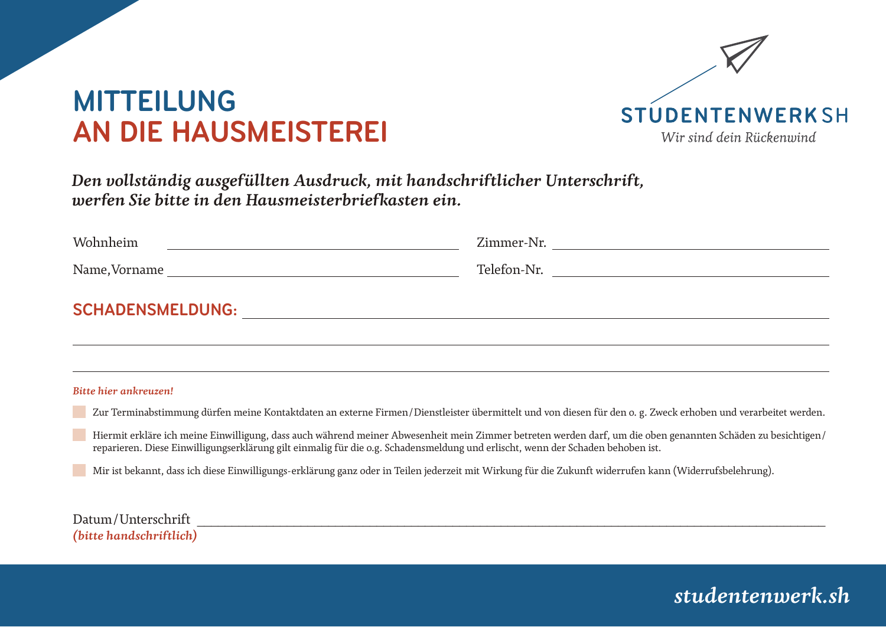# MITTEILUNG AN DIE HAUSMEISTEREI

STUDENTENWERK SH

*Wir sind dein Rückenwind*

***Den vollständig ausgefüllten Ausdruck, mit handschriftlicher Unterschrift, werfen Sie bitte in den Hausmeisterbriefkasten ein.***

Wohnheim ______________________ Zimmer-Nr. ______________________

Name,Vorname ______________________ Telefon-Nr. ______________________

**SCHADENSMELDUNG:** ______________________________________________

______________________________________________

______________________________________________

***Bitte hier ankreuzen!***

- [ ] Zur Terminabstimmung dürfen meine Kontaktdaten an externe Firmen/Dienstleister übermittelt und von diesen für den o. g. Zweck erhoben und verarbeitet werden.
- [ ] Hiermit erkläre ich meine Einwilligung, dass auch während meiner Abwesenheit mein Zimmer betreten werden darf, um die oben genannten Schäden zu besichtigen/reparieren. Diese Einwilligungserklärung gilt einmalig für die o.g. Schadensmeldung und erlischt, wenn der Schaden behoben ist.
- [ ] Mir ist bekannt, dass ich diese Einwilligungs-erklärung ganz oder in Teilen jederzeit mit Wirkung für die Zukunft widerrufen kann (Widerrufsbelehrung).

Datum/Unterschrift ______________________________________________

***(bitte handschriftlich)***

*studentenwerk.sh*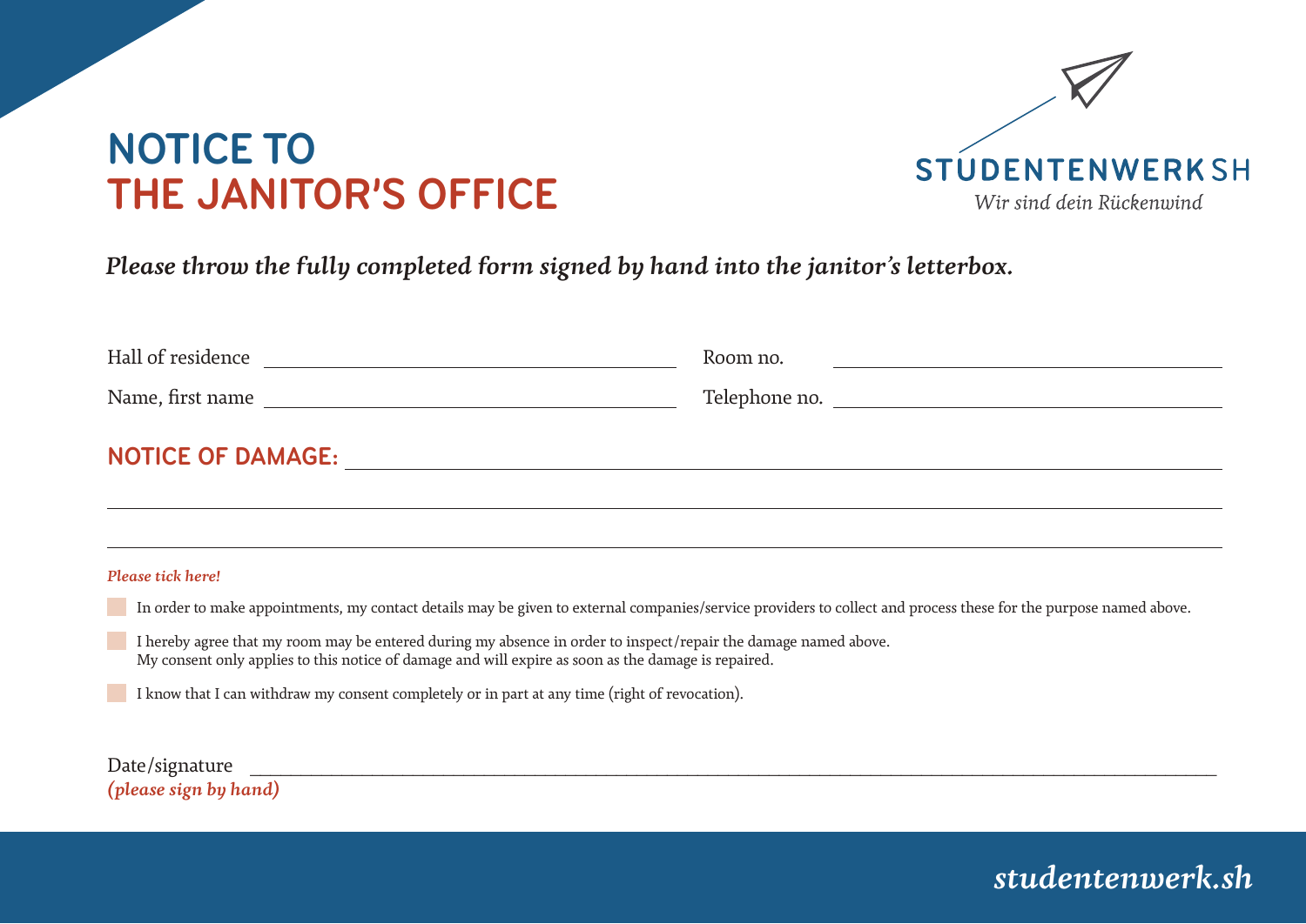# NOTICE TO THE JANITOR'S OFFICE

STUDENTENWERK SH

*Wir sind dein Rückenwind*

***Please throw the fully completed form signed by hand into the janitor's letterbox.***

Hall of residence ______________________ Room no. ______________________

Name, first name ______________________ Telephone no. ______________________

## NOTICE OF DAMAGE:

______________________________________________

______________________________________________

______________________________________________

***Please tick here!***

- [ ] In order to make appointments, my contact details may be given to external companies/service providers to collect and process these for the purpose named above.
- [ ] I hereby agree that my room may be entered during my absence in order to inspect/repair the damage named above. My consent only applies to this notice of damage and will expire as soon as the damage is repaired.
- [ ] I know that I can withdraw my consent completely or in part at any time (right of revocation).

Date/signature ______________________________________________

***(please sign by hand)***

*studentenwerk.sh*